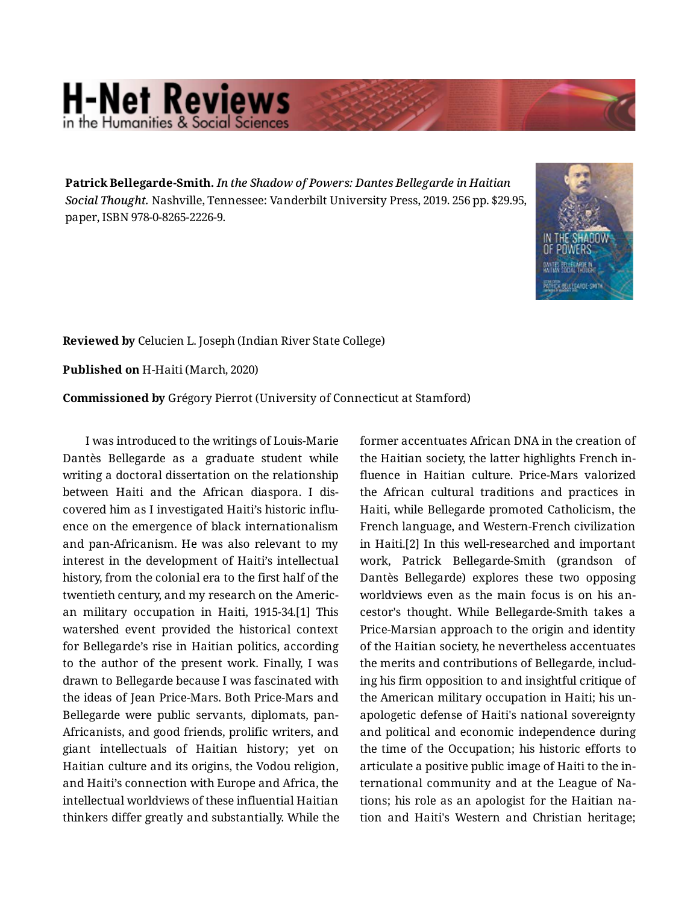# H-Net Reviews
in the Humanities & Social Sciences

**Patrick Bellegarde-Smith.** *In the Shadow of Powers: Dantes Bellegarde in Haitian Social Thought.* Nashville, Tennessee: Vanderbilt University Press, 2019. 256 pp. $29.95, paper, ISBN 978-0-8265-2226-9.

**Reviewed by** Celucien L. Joseph (Indian River State College)

**Published on** H-Haiti (March, 2020)

**Commissioned by** Grégory Pierrot (University of Connecticut at Stamford)

I was introduced to the writings of Louis-Marie Dantès Bellegarde as a graduate student while writing a doctoral dissertation on the relationship between Haiti and the African diaspora. I discovered him as I investigated Haiti's historic influence on the emergence of black internationalism and pan-Africanism. He was also relevant to my interest in the development of Haiti's intellectual history, from the colonial era to the first half of the twentieth century, and my research on the American military occupation in Haiti, 1915-34.[1] This watershed event provided the historical context for Bellegarde's rise in Haitian politics, according to the author of the present work. Finally, I was drawn to Bellegarde because I was fascinated with the ideas of Jean Price-Mars. Both Price-Mars and Bellegarde were public servants, diplomats, pan-Africanists, and good friends, prolific writers, and giant intellectuals of Haitian history; yet on Haitian culture and its origins, the Vodou religion, and Haiti's connection with Europe and Africa, the intellectual worldviews of these influential Haitian thinkers differ greatly and substantially. While the former accentuates African DNA in the creation of the Haitian society, the latter highlights French influence in Haitian culture. Price-Mars valorized the African cultural traditions and practices in Haiti, while Bellegarde promoted Catholicism, the French language, and Western-French civilization in Haiti.[2] In this well-researched and important work, Patrick Bellegarde-Smith (grandson of Dantès Bellegarde) explores these two opposing worldviews even as the main focus is on his ancestor's thought. While Bellegarde-Smith takes a Price-Marsian approach to the origin and identity of the Haitian society, he nevertheless accentuates the merits and contributions of Bellegarde, including his firm opposition to and insightful critique of the American military occupation in Haiti; his unapologetic defense of Haiti's national sovereignty and political and economic independence during the time of the Occupation; his historic efforts to articulate a positive public image of Haiti to the international community and at the League of Nations; his role as an apologist for the Haitian nation and Haiti's Western and Christian heritage;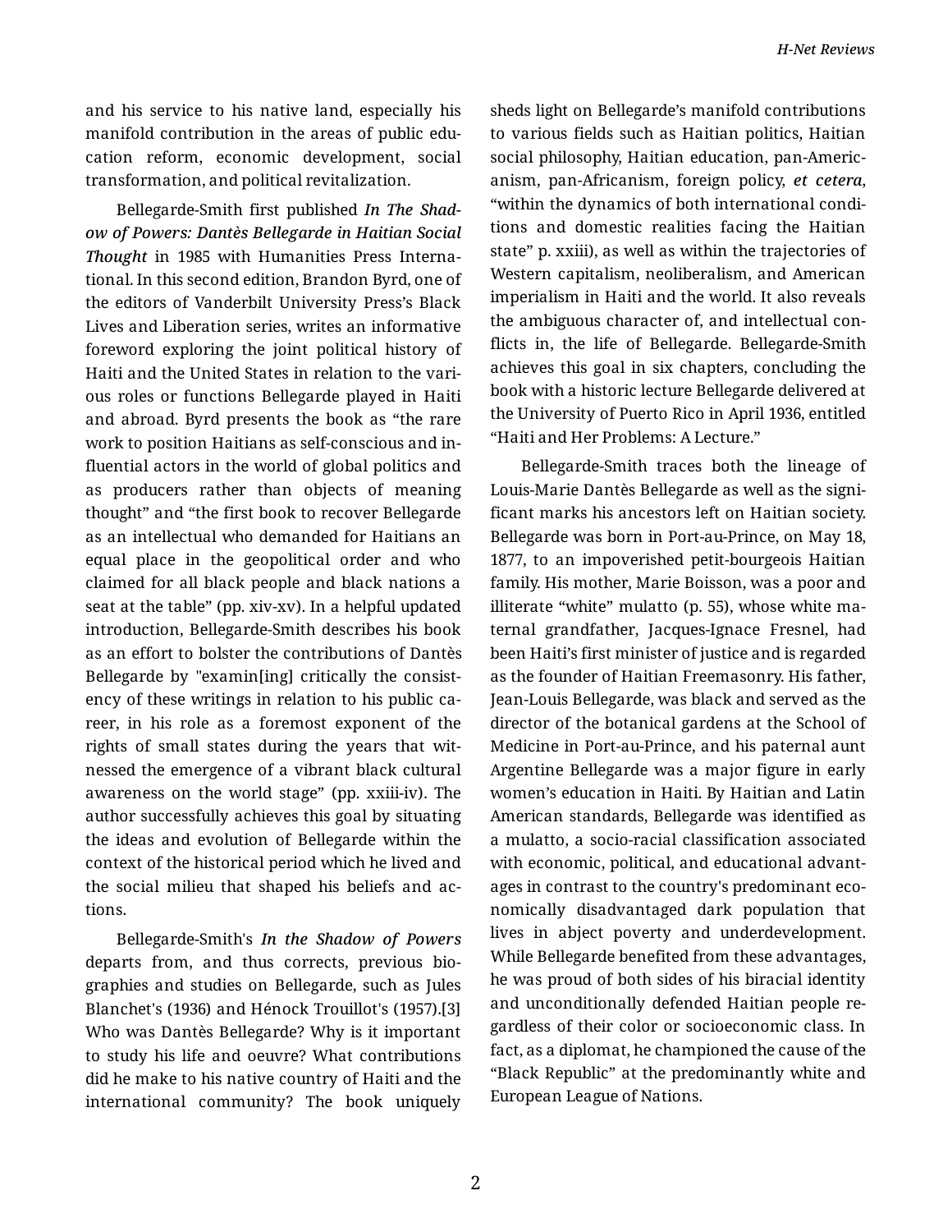and his service to his native land, especially his manifold contribution in the areas of public education reform, economic development, social transformation, and political revitalization.

Bellegarde-Smith first published *In The Shadow of Powers: Dantès Bellegarde in Haitian Social Thought* in 1985 with Humanities Press International. In this second edition, Brandon Byrd, one of the editors of Vanderbilt University Press's Black Lives and Liberation series, writes an informative foreword exploring the joint political history of Haiti and the United States in relation to the various roles or functions Bellegarde played in Haiti and abroad. Byrd presents the book as "the rare work to position Haitians as self-conscious and influential actors in the world of global politics and as producers rather than objects of meaning thought" and "the first book to recover Bellegarde as an intellectual who demanded for Haitians an equal place in the geopolitical order and who claimed for all black people and black nations a seat at the table" (pp. xiv-xv). In a helpful updated introduction, Bellegarde-Smith describes his book as an effort to bolster the contributions of Dantès Bellegarde by "examin[ing] critically the consistency of these writings in relation to his public career, in his role as a foremost exponent of the rights of small states during the years that witnessed the emergence of a vibrant black cultural awareness on the world stage" (pp. xxiii-iv). The author successfully achieves this goal by situating the ideas and evolution of Bellegarde within the context of the historical period which he lived and the social milieu that shaped his beliefs and actions.

Bellegarde-Smith's *In the Shadow of Powers* departs from, and thus corrects, previous biographies and studies on Bellegarde, such as Jules Blanchet's (1936) and Hénock Trouillot's (1957).[3] Who was Dantès Bellegarde? Why is it important to study his life and oeuvre? What contributions did he make to his native country of Haiti and the international community? The book uniquely sheds light on Bellegarde's manifold contributions to various fields such as Haitian politics, Haitian social philosophy, Haitian education, pan-Americanism, pan-Africanism, foreign policy, *et cetera*, "within the dynamics of both international conditions and domestic realities facing the Haitian state" p. xxiii), as well as within the trajectories of Western capitalism, neoliberalism, and American imperialism in Haiti and the world. It also reveals the ambiguous character of, and intellectual conflicts in, the life of Bellegarde. Bellegarde-Smith achieves this goal in six chapters, concluding the book with a historic lecture Bellegarde delivered at the University of Puerto Rico in April 1936, entitled "Haiti and Her Problems: A Lecture."

Bellegarde-Smith traces both the lineage of Louis-Marie Dantès Bellegarde as well as the significant marks his ancestors left on Haitian society. Bellegarde was born in Port-au-Prince, on May 18, 1877, to an impoverished petit-bourgeois Haitian family. His mother, Marie Boisson, was a poor and illiterate "white" mulatto (p. 55), whose white maternal grandfather, Jacques-Ignace Fresnel, had been Haiti's first minister of justice and is regarded as the founder of Haitian Freemasonry. His father, Jean-Louis Bellegarde, was black and served as the director of the botanical gardens at the School of Medicine in Port-au-Prince, and his paternal aunt Argentine Bellegarde was a major figure in early women's education in Haiti. By Haitian and Latin American standards, Bellegarde was identified as a mulatto, a socio-racial classification associated with economic, political, and educational advantages in contrast to the country's predominant economically disadvantaged dark population that lives in abject poverty and underdevelopment. While Bellegarde benefited from these advantages, he was proud of both sides of his biracial identity and unconditionally defended Haitian people regardless of their color or socioeconomic class. In fact, as a diplomat, he championed the cause of the "Black Republic" at the predominantly white and European League of Nations.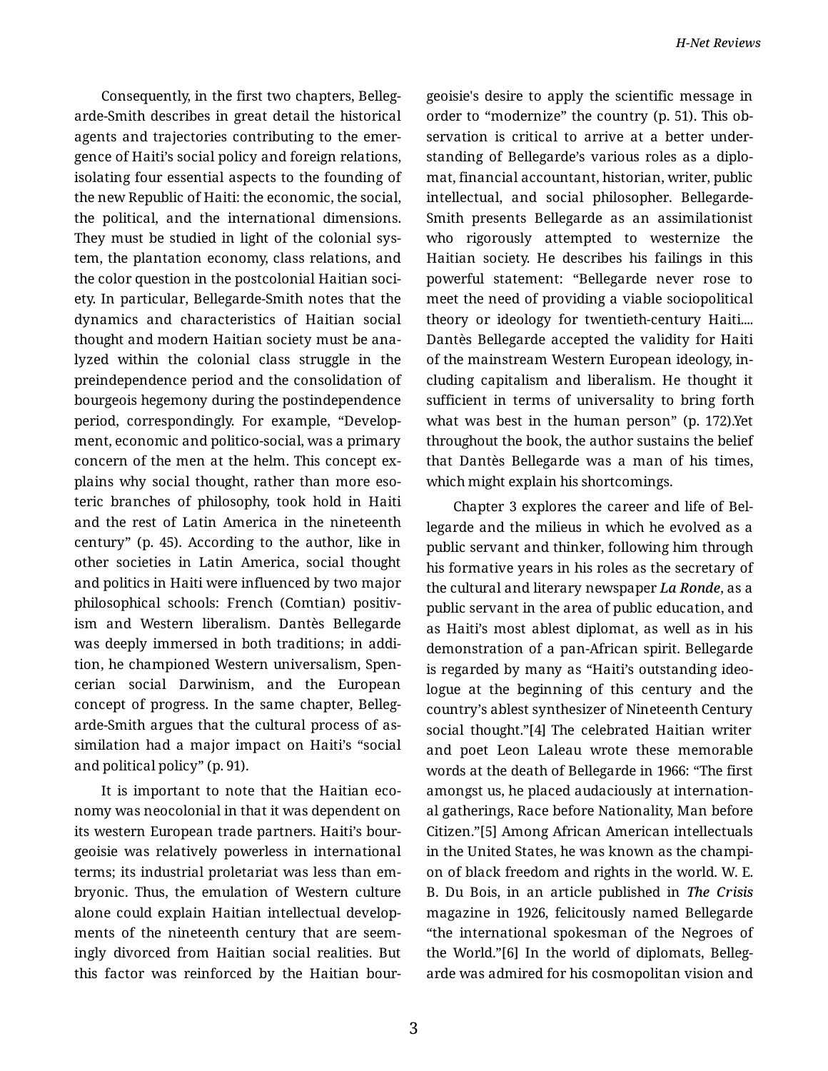Consequently, in the first two chapters, Bellegarde-Smith describes in great detail the historical agents and trajectories contributing to the emergence of Haiti's social policy and foreign relations, isolating four essential aspects to the founding of the new Republic of Haiti: the economic, the social, the political, and the international dimensions. They must be studied in light of the colonial system, the plantation economy, class relations, and the color question in the postcolonial Haitian society. In particular, Bellegarde-Smith notes that the dynamics and characteristics of Haitian social thought and modern Haitian society must be analyzed within the colonial class struggle in the preindependence period and the consolidation of bourgeois hegemony during the postindependence period, correspondingly. For example, "Development, economic and politico-social, was a primary concern of the men at the helm. This concept explains why social thought, rather than more esoteric branches of philosophy, took hold in Haiti and the rest of Latin America in the nineteenth century" (p. 45). According to the author, like in other societies in Latin America, social thought and politics in Haiti were influenced by two major philosophical schools: French (Comtian) positivism and Western liberalism. Dantès Bellegarde was deeply immersed in both traditions; in addition, he championed Western universalism, Spencerian social Darwinism, and the European concept of progress. In the same chapter, Bellegarde-Smith argues that the cultural process of assimilation had a major impact on Haiti's "social and political policy" (p. 91).

It is important to note that the Haitian economy was neocolonial in that it was dependent on its western European trade partners. Haiti's bourgeoisie was relatively powerless in international terms; its industrial proletariat was less than embryonic. Thus, the emulation of Western culture alone could explain Haitian intellectual developments of the nineteenth century that are seemingly divorced from Haitian social realities. But this factor was reinforced by the Haitian bourgeoisie's desire to apply the scientific message in order to "modernize" the country (p. 51). This observation is critical to arrive at a better understanding of Bellegarde's various roles as a diplomat, financial accountant, historian, writer, public intellectual, and social philosopher. Bellegarde-Smith presents Bellegarde as an assimilationist who rigorously attempted to westernize the Haitian society. He describes his failings in this powerful statement: "Bellegarde never rose to meet the need of providing a viable sociopolitical theory or ideology for twentieth-century Haiti.... Dantès Bellegarde accepted the validity for Haiti of the mainstream Western European ideology, including capitalism and liberalism. He thought it sufficient in terms of universality to bring forth what was best in the human person" (p. 172).Yet throughout the book, the author sustains the belief that Dantès Bellegarde was a man of his times, which might explain his shortcomings.

Chapter 3 explores the career and life of Bellegarde and the milieus in which he evolved as a public servant and thinker, following him through his formative years in his roles as the secretary of the cultural and literary newspaper ***La Ronde***, as a public servant in the area of public education, and as Haiti's most ablest diplomat, as well as in his demonstration of a pan-African spirit. Bellegarde is regarded by many as "Haiti's outstanding ideologue at the beginning of this century and the country's ablest synthesizer of Nineteenth Century social thought."[4] The celebrated Haitian writer and poet Leon Laleau wrote these memorable words at the death of Bellegarde in 1966: "The first amongst us, he placed audaciously at international gatherings, Race before Nationality, Man before Citizen."[5] Among African American intellectuals in the United States, he was known as the champion of black freedom and rights in the world. W. E. B. Du Bois, in an article published in ***The Crisis*** magazine in 1926, felicitously named Bellegarde "the international spokesman of the Negroes of the World."[6] In the world of diplomats, Bellegarde was admired for his cosmopolitan vision and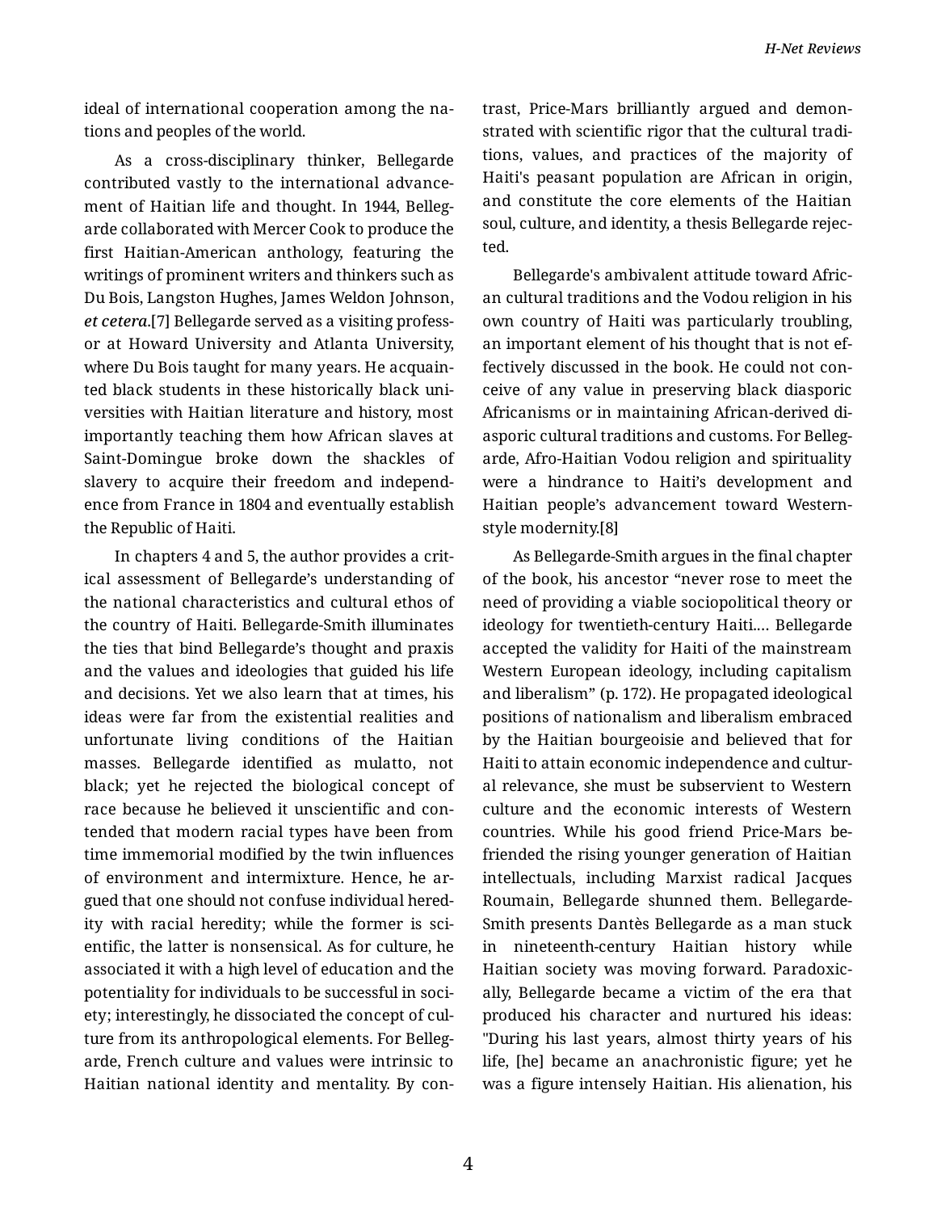ideal of international cooperation among the nations and peoples of the world.

As a cross-disciplinary thinker, Bellegarde contributed vastly to the international advancement of Haitian life and thought. In 1944, Bellegarde collaborated with Mercer Cook to produce the first Haitian-American anthology, featuring the writings of prominent writers and thinkers such as Du Bois, Langston Hughes, James Weldon Johnson, *et cetera*.[7] Bellegarde served as a visiting professor at Howard University and Atlanta University, where Du Bois taught for many years. He acquainted black students in these historically black universities with Haitian literature and history, most importantly teaching them how African slaves at Saint-Domingue broke down the shackles of slavery to acquire their freedom and independence from France in 1804 and eventually establish the Republic of Haiti.

In chapters 4 and 5, the author provides a critical assessment of Bellegarde's understanding of the national characteristics and cultural ethos of the country of Haiti. Bellegarde-Smith illuminates the ties that bind Bellegarde's thought and praxis and the values and ideologies that guided his life and decisions. Yet we also learn that at times, his ideas were far from the existential realities and unfortunate living conditions of the Haitian masses. Bellegarde identified as mulatto, not black; yet he rejected the biological concept of race because he believed it unscientific and contended that modern racial types have been from time immemorial modified by the twin influences of environment and intermixture. Hence, he argued that one should not confuse individual heredity with racial heredity; while the former is scientific, the latter is nonsensical. As for culture, he associated it with a high level of education and the potentiality for individuals to be successful in society; interestingly, he dissociated the concept of culture from its anthropological elements. For Bellegarde, French culture and values were intrinsic to Haitian national identity and mentality. By contrast, Price-Mars brilliantly argued and demonstrated with scientific rigor that the cultural traditions, values, and practices of the majority of Haiti's peasant population are African in origin, and constitute the core elements of the Haitian soul, culture, and identity, a thesis Bellegarde rejected.

Bellegarde's ambivalent attitude toward African cultural traditions and the Vodou religion in his own country of Haiti was particularly troubling, an important element of his thought that is not effectively discussed in the book. He could not conceive of any value in preserving black diasporic Africanisms or in maintaining African-derived diasporic cultural traditions and customs. For Bellegarde, Afro-Haitian Vodou religion and spirituality were a hindrance to Haiti's development and Haitian people's advancement toward Western-style modernity.[8]

As Bellegarde-Smith argues in the final chapter of the book, his ancestor "never rose to meet the need of providing a viable sociopolitical theory or ideology for twentieth-century Haiti.... Bellegarde accepted the validity for Haiti of the mainstream Western European ideology, including capitalism and liberalism" (p. 172). He propagated ideological positions of nationalism and liberalism embraced by the Haitian bourgeoisie and believed that for Haiti to attain economic independence and cultural relevance, she must be subservient to Western culture and the economic interests of Western countries. While his good friend Price-Mars befriended the rising younger generation of Haitian intellectuals, including Marxist radical Jacques Roumain, Bellegarde shunned them. Bellegarde-Smith presents Dantès Bellegarde as a man stuck in nineteenth-century Haitian history while Haitian society was moving forward. Paradoxically, Bellegarde became a victim of the era that produced his character and nurtured his ideas: "During his last years, almost thirty years of his life, [he] became an anachronistic figure; yet he was a figure intensely Haitian. His alienation, his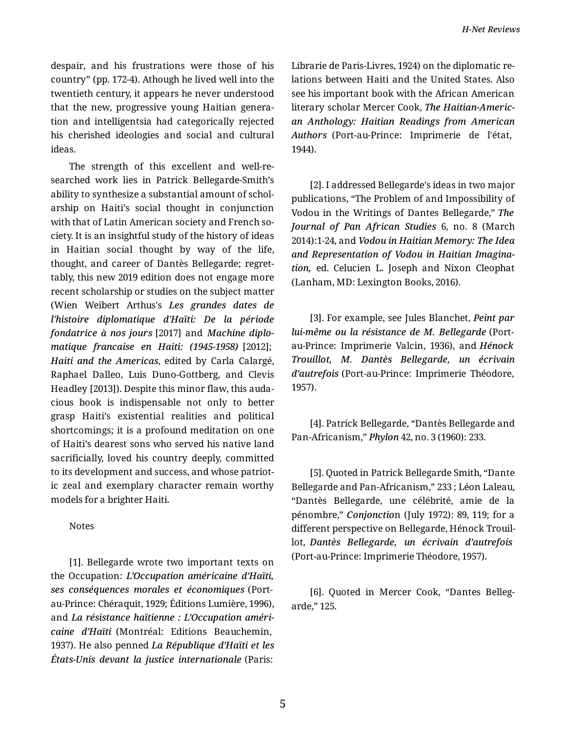despair, and his frustrations were those of his country" (pp. 172-4). Athough he lived well into the twentieth century, it appears he never understood that the new, progressive young Haitian generation and intelligentsia had categorically rejected his cherished ideologies and social and cultural ideas.

The strength of this excellent and well-researched work lies in Patrick Bellegarde-Smith's ability to synthesize a substantial amount of scholarship on Haiti's social thought in conjunction with that of Latin American society and French society. It is an insightful study of the history of ideas in Haitian social thought by way of the life, thought, and career of Dantès Bellegarde; regrettably, this new 2019 edition does not engage more recent scholarship or studies on the subject matter (Wien Weibert Arthus's ***Les grandes dates de l'histoire diplomatique d'Haïti: De la période fondatrice à nos jours*** [2017] and ***Machine diplomatique francaise en Haiti: (1945-1958)*** [2012]; ***Haiti and the Americas***, edited by Carla Calargé, Raphael Dalleo, Luis Duno-Gottberg, and Clevis Headley [2013]). Despite this minor flaw, this audacious book is indispensable not only to better grasp Haiti's existential realities and political shortcomings; it is a profound meditation on one of Haiti's dearest sons who served his native land sacrificially, loved his country deeply, committed to its development and success, and whose patriotic zeal and exemplary character remain worthy models for a brighter Haiti.

Notes

[1]. Bellegarde wrote two important texts on the Occupation: ***L'Occupation américaine d'Haïti, ses conséquences morales et économiques*** (Port-au-Prince: Chéraquit, 1929; Éditions Lumière, 1996), and ***La résistance haïtienne : L'Occupation américaine d'Haïti*** (Montréal: Editions Beauchemin, 1937). He also penned ***La République d'Haïti et les États-Unis devant la justice internationale*** (Paris: Librarie de Paris-Livres, 1924) on the diplomatic relations between Haiti and the United States. Also see his important book with the African American literary scholar Mercer Cook, ***The Haitian-American Anthology: Haitian Readings from American Authors*** (Port-au-Prince: Imprimerie de l'état, 1944).

[2]. I addressed Bellegarde's ideas in two major publications, "The Problem of and Impossibility of Vodou in the Writings of Dantes Bellegarde," ***The Journal of Pan African Studies*** 6, no. 8 (March 2014):1-24, and ***Vodou in Haitian Memory: The Idea and Representation of Vodou in Haitian Imagination,*** ed. Celucien L. Joseph and Nixon Cleophat (Lanham, MD: Lexington Books, 2016).

[3]. For example, see Jules Blanchet, ***Peint par lui-même ou la résistance de M. Bellegarde*** (Port-au-Prince: Imprimerie Valcin, 1936), and ***Hénock Trouillot, M. Dantès Bellegarde, un écrivain d'autrefois*** (Port-au-Prince: Imprimerie Théodore, 1957).

[4]. Patrick Bellegarde, "Dantès Bellegarde and Pan-Africanism," ***Phylon*** 42, no. 3 (1960): 233.

[5]. Quoted in Patrick Bellegarde Smith, "Dante Bellegarde and Pan-Africanism," 233 ; Léon Laleau, "Dantès Bellegarde, une célébrité, amie de la pénombre," ***Conjonctio***n (July 1972): 89, 119; for a different perspective on Bellegarde, Hénock Trouillot, ***Dantès Bellegarde, un écrivain d'autrefois*** (Port-au-Prince: Imprimerie Théodore, 1957).

[6]. Quoted in Mercer Cook, "Dantes Bellegarde," 125.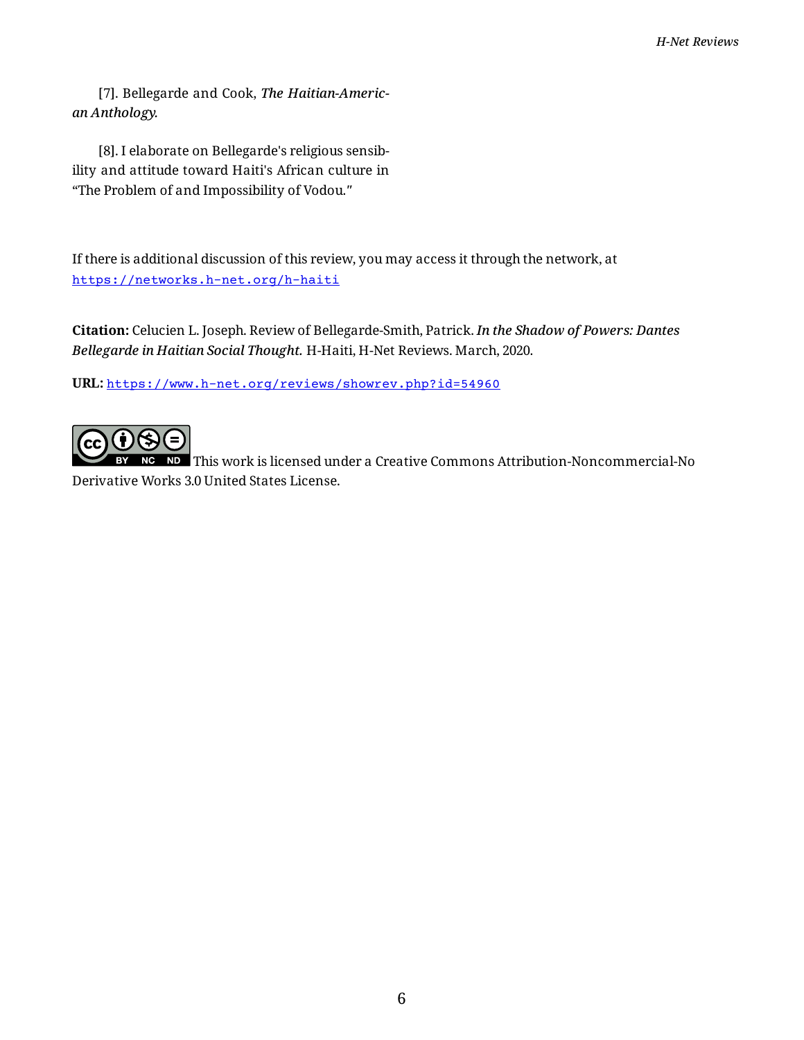[7]. Bellegarde and Cook, *The Haitian-American Anthology.*

[8]. I elaborate on Bellegarde's religious sensibility and attitude toward Haiti's African culture in "The Problem of and Impossibility of Vodou."

If there is additional discussion of this review, you may access it through the network, at https://networks.h-net.org/h-haiti

**Citation:** Celucien L. Joseph. Review of Bellegarde-Smith, Patrick. *In the Shadow of Powers: Dantes Bellegarde in Haitian Social Thought.* H-Haiti, H-Net Reviews. March, 2020.

**URL:** https://www.h-net.org/reviews/showrev.php?id=54960

This work is licensed under a Creative Commons Attribution-Noncommercial-No Derivative Works 3.0 United States License.